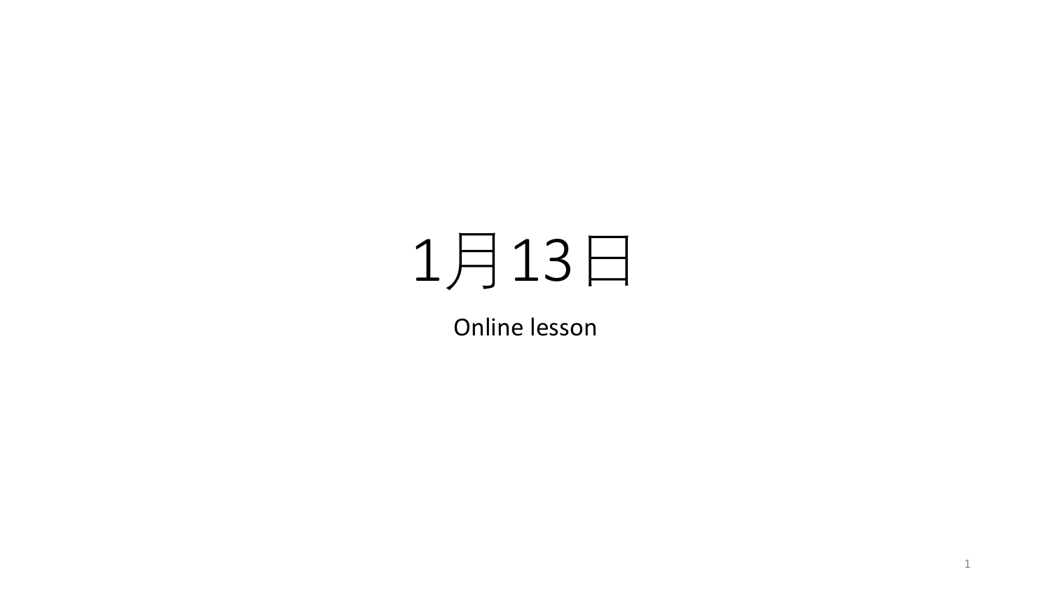# 1月13日

Online lesson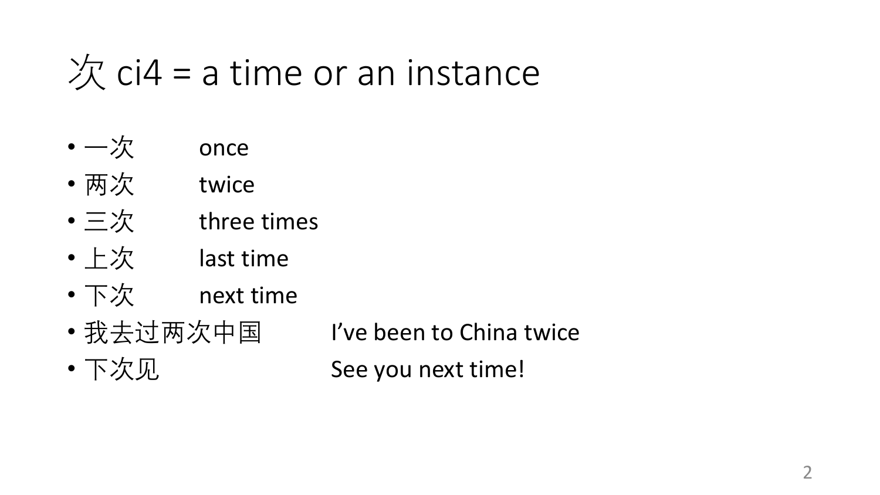# 次 ci4 = a time or an instance

- 一次 once
- 两次 twice
- 三次 three times
- 上次 last time
- 下次 next time
- 我去过两次中国 I've been to China twice
- 下次见 See you next time!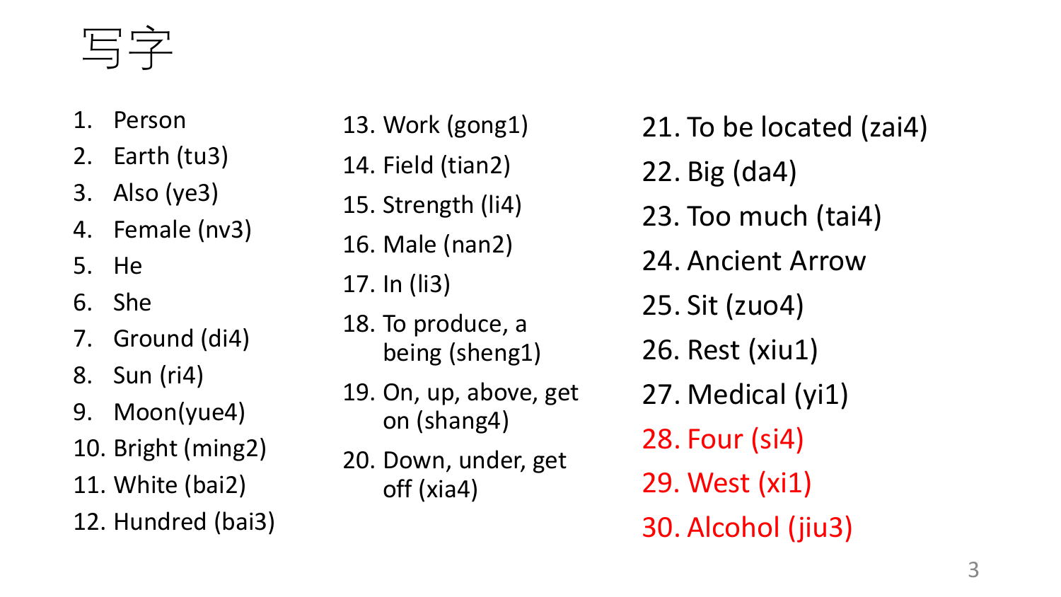# 写字

1. Person
2. Earth (tu3)
3. Also (ye3)
4. Female (nv3)
5. He
6. She
7. Ground (di4)
8. Sun (ri4)
9. Moon(yue4)
10. Bright (ming2)
11. White (bai2)
12. Hundred (bai3)
13. Work (gong1)
14. Field (tian2)
15. Strength (li4)
16. Male (nan2)
17. In (li3)
18. To produce, a being (sheng1)
19. On, up, above, get on (shang4)
20. Down, under, get off (xia4)
21. To be located (zai4)
22. Big (da4)
23. Too much (tai4)
24. Ancient Arrow
25. Sit (zuo4)
26. Rest (xiu1)
27. Medical (yi1)
28. Four (si4)
29. West (xi1)
30. Alcohol (jiu3)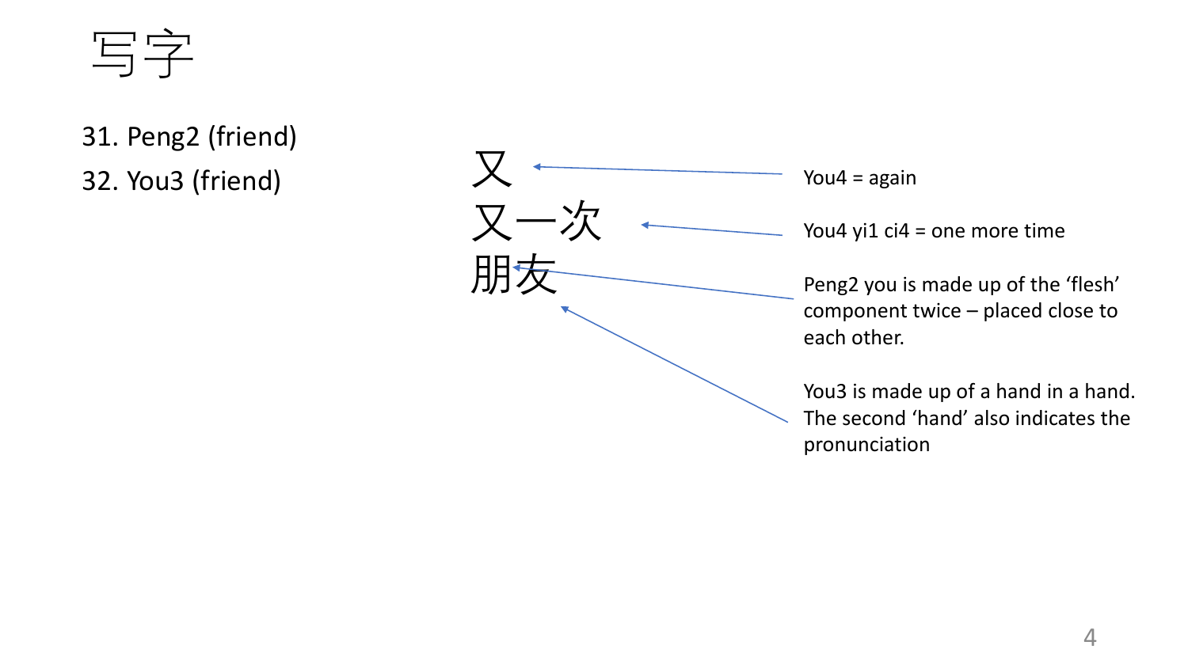# 写字

31. Peng2 (friend)
32. You3 (friend)

又 — You4 = again

又一次 — You4 yi1 ci4 = one more time

朋友

- 朋: Peng2 you is made up of the 'flesh' component twice – placed close to each other.
- 友: You3 is made up of a hand in a hand. The second 'hand' also indicates the pronunciation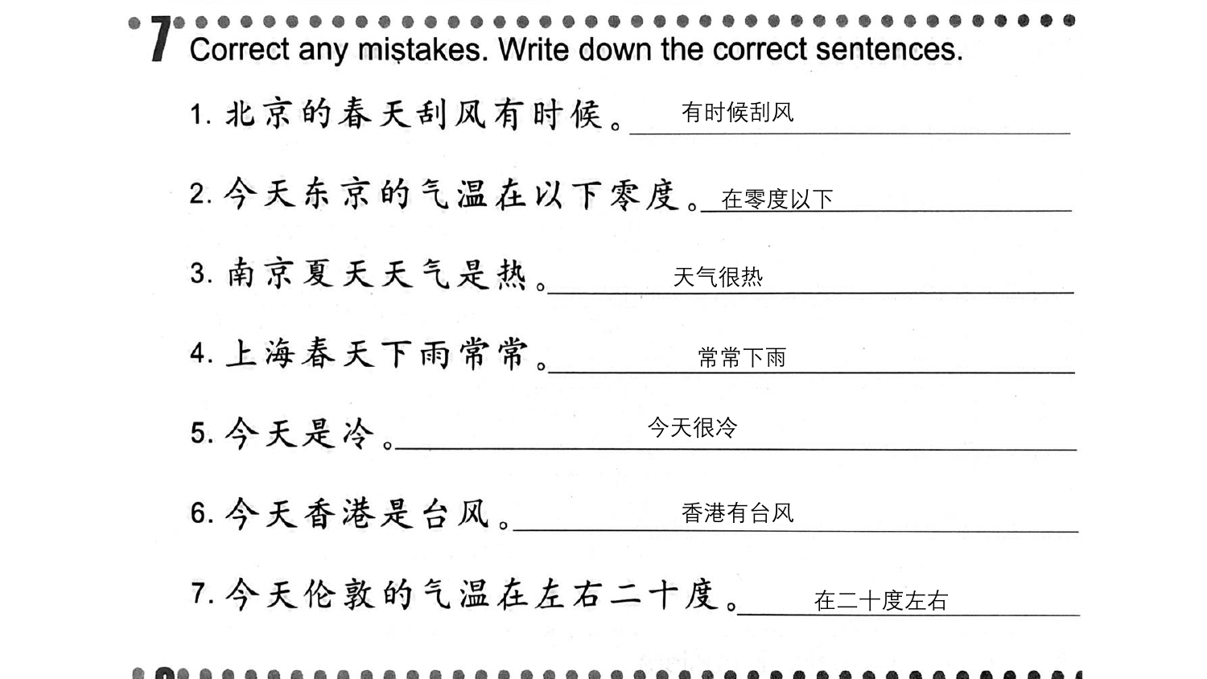## 7 Correct any mistakes. Write down the correct sentences.

1. 北京的春天刮风有时候。 有时候刮风
2. 今天东京的气温在以下零度。 在零度以下
3. 南京夏天天气是热。 天气很热
4. 上海春天下雨常常。 常常下雨
5. 今天是冷。 今天很冷
6. 今天香港是台风。 香港有台风
7. 今天伦敦的气温在左右二十度。 在二十度左右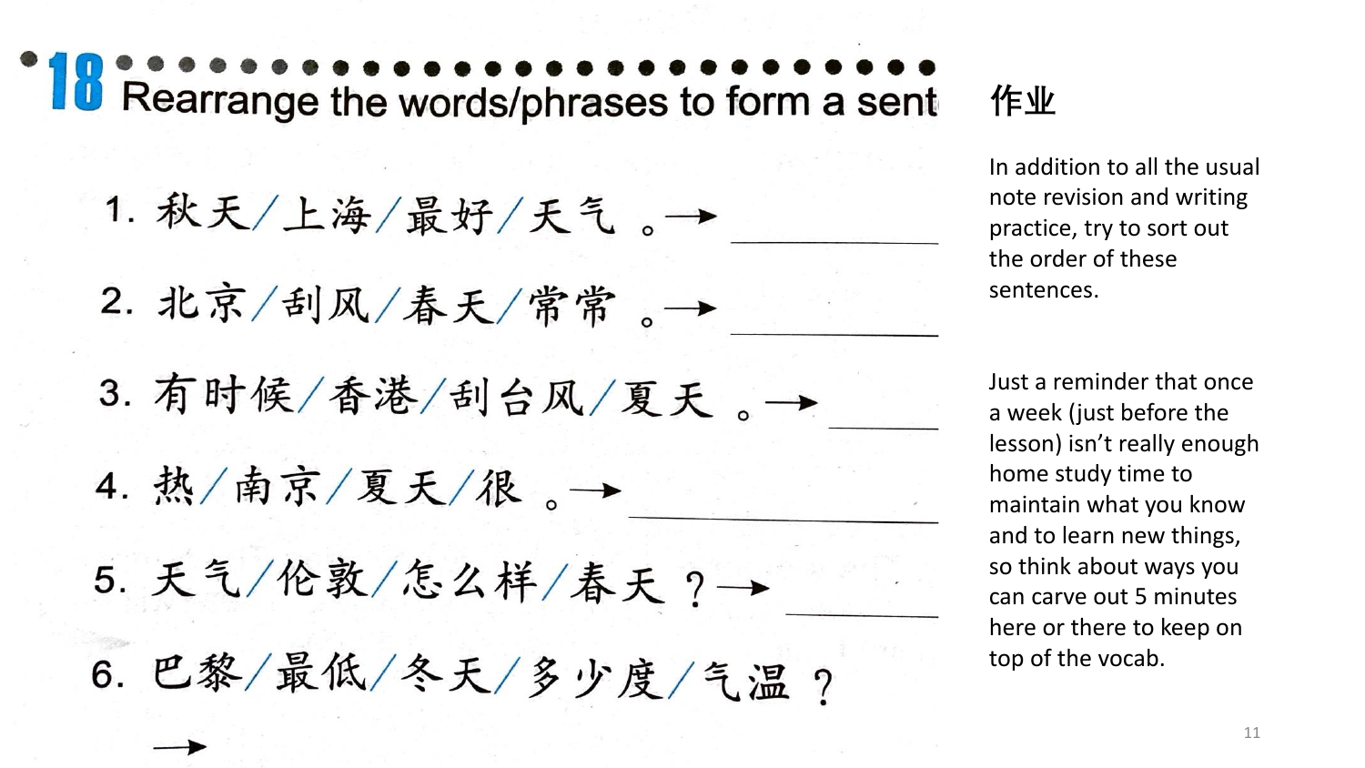## 18 Rearrange the words/phrases to form a sent

1. 秋天/上海/最好/天气 。→ ____________

2. 北京/刮风/春天/常常 。→ ____________

3. 有时候/香港/刮台风/夏天 。→ ____________

4. 热/南京/夏天/很 。→ ____________

5. 天气/伦敦/怎么样/春天 ？→ ____________

6. 巴黎/最低/冬天/多少度/气温 ？

→

## 作业

In addition to all the usual note revision and writing practice, try to sort out the order of these sentences.

Just a reminder that once a week (just before the lesson) isn't really enough home study time to maintain what you know and to learn new things, so think about ways you can carve out 5 minutes here or there to keep on top of the vocab.